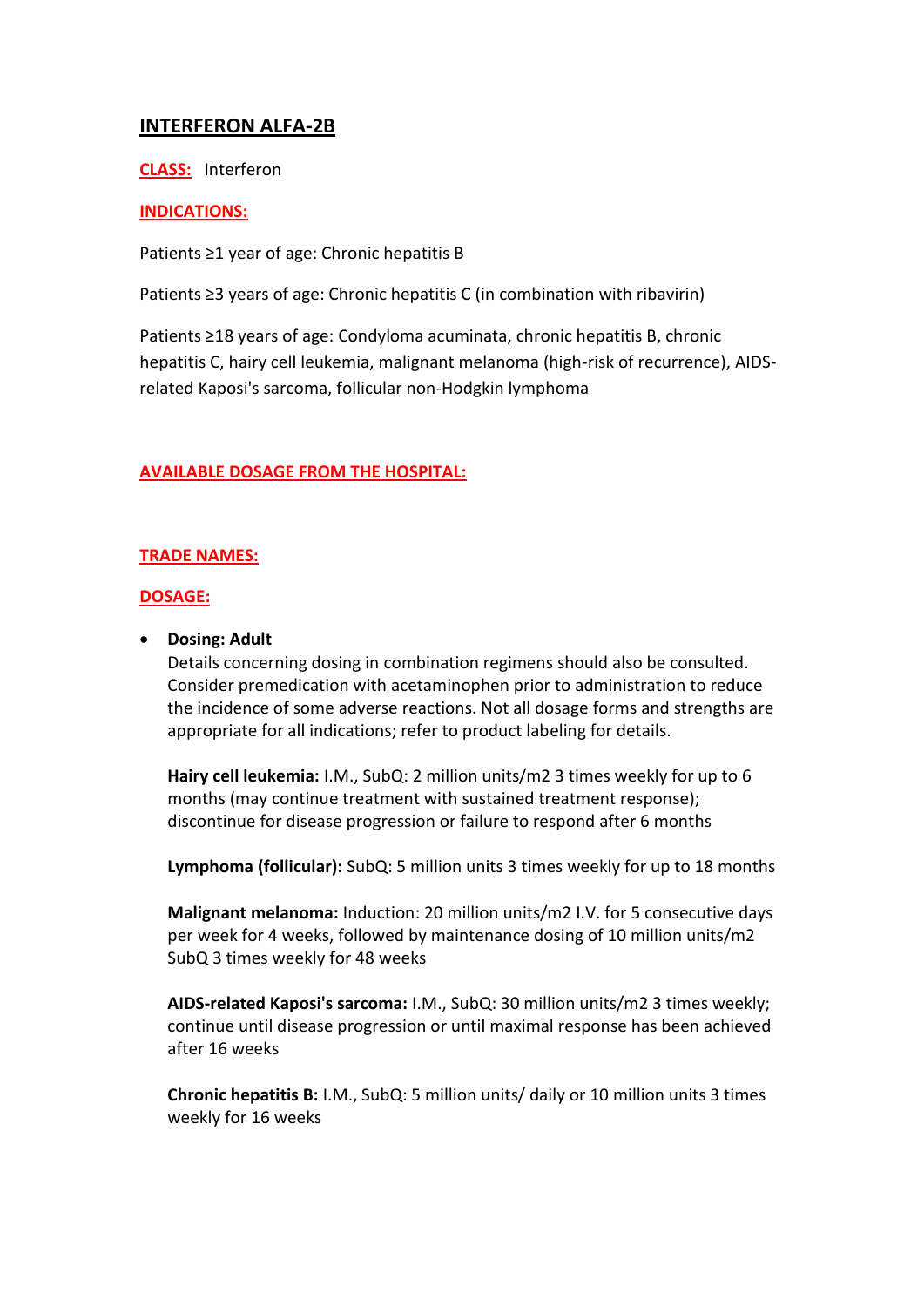# INTERFERON ALFA-2B

**CLASS:** Interferon

**INDICATIONS:**

Patients ≥1 year of age: Chronic hepatitis B

Patients ≥3 years of age: Chronic hepatitis C (in combination with ribavirin)

Patients ≥18 years of age: Condyloma acuminata, chronic hepatitis B, chronic hepatitis C, hairy cell leukemia, malignant melanoma (high-risk of recurrence), AIDS-related Kaposi's sarcoma, follicular non-Hodgkin lymphoma

**AVAILABLE DOSAGE FROM THE HOSPITAL:**

**TRADE NAMES:**

**DOSAGE:**

- **Dosing: Adult**
  Details concerning dosing in combination regimens should also be consulted. Consider premedication with acetaminophen prior to administration to reduce the incidence of some adverse reactions. Not all dosage forms and strengths are appropriate for all indications; refer to product labeling for details.

  **Hairy cell leukemia:** I.M., SubQ: 2 million units/m2 3 times weekly for up to 6 months (may continue treatment with sustained treatment response); discontinue for disease progression or failure to respond after 6 months

  **Lymphoma (follicular):** SubQ: 5 million units 3 times weekly for up to 18 months

  **Malignant melanoma:** Induction: 20 million units/m2 I.V. for 5 consecutive days per week for 4 weeks, followed by maintenance dosing of 10 million units/m2 SubQ 3 times weekly for 48 weeks

  **AIDS-related Kaposi's sarcoma:** I.M., SubQ: 30 million units/m2 3 times weekly; continue until disease progression or until maximal response has been achieved after 16 weeks

  **Chronic hepatitis B:** I.M., SubQ: 5 million units/ daily or 10 million units 3 times weekly for 16 weeks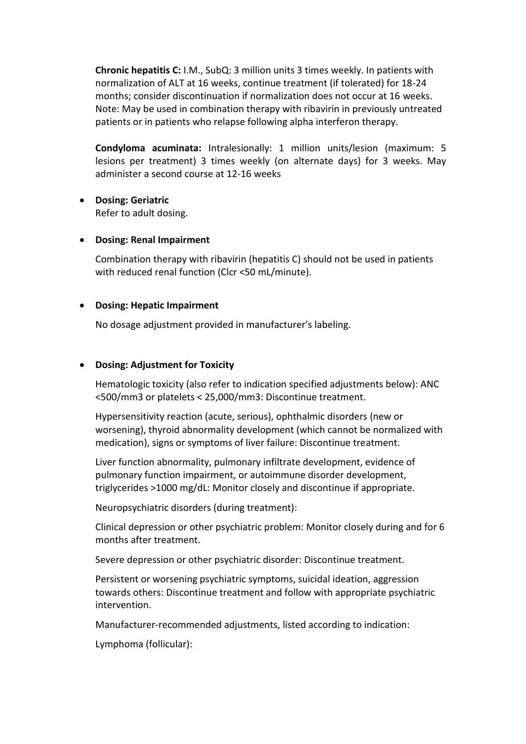**Chronic hepatitis C:** I.M., SubQ: 3 million units 3 times weekly. In patients with normalization of ALT at 16 weeks, continue treatment (if tolerated) for 18-24 months; consider discontinuation if normalization does not occur at 16 weeks. Note: May be used in combination therapy with ribavirin in previously untreated patients or in patients who relapse following alpha interferon therapy.

**Condyloma acuminata:** Intralesionally: 1 million units/lesion (maximum: 5 lesions per treatment) 3 times weekly (on alternate days) for 3 weeks. May administer a second course at 12-16 weeks

- **Dosing: Geriatric**

  Refer to adult dosing.

- **Dosing: Renal Impairment**

  Combination therapy with ribavirin (hepatitis C) should not be used in patients with reduced renal function (Clcr <50 mL/minute).

- **Dosing: Hepatic Impairment**

  No dosage adjustment provided in manufacturer's labeling.

- **Dosing: Adjustment for Toxicity**

  Hematologic toxicity (also refer to indication specified adjustments below): ANC <500/mm3 or platelets < 25,000/mm3: Discontinue treatment.

  Hypersensitivity reaction (acute, serious), ophthalmic disorders (new or worsening), thyroid abnormality development (which cannot be normalized with medication), signs or symptoms of liver failure: Discontinue treatment.

  Liver function abnormality, pulmonary infiltrate development, evidence of pulmonary function impairment, or autoimmune disorder development, triglycerides >1000 mg/dL: Monitor closely and discontinue if appropriate.

  Neuropsychiatric disorders (during treatment):

  Clinical depression or other psychiatric problem: Monitor closely during and for 6 months after treatment.

  Severe depression or other psychiatric disorder: Discontinue treatment.

  Persistent or worsening psychiatric symptoms, suicidal ideation, aggression towards others: Discontinue treatment and follow with appropriate psychiatric intervention.

  Manufacturer-recommended adjustments, listed according to indication:

  Lymphoma (follicular):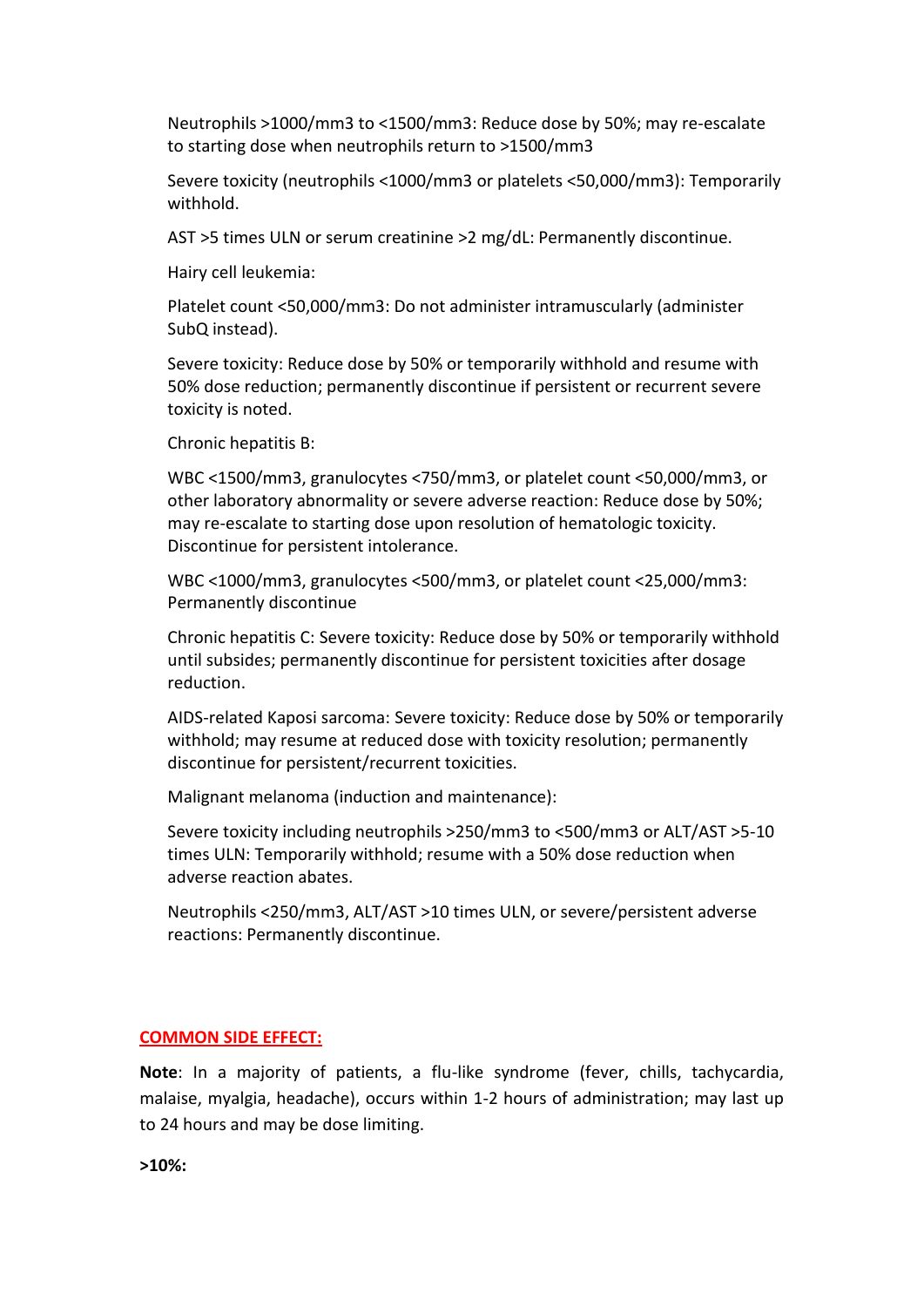Neutrophils >1000/mm3 to <1500/mm3: Reduce dose by 50%; may re-escalate to starting dose when neutrophils return to >1500/mm3

Severe toxicity (neutrophils <1000/mm3 or platelets <50,000/mm3): Temporarily withhold.

AST >5 times ULN or serum creatinine >2 mg/dL: Permanently discontinue.

Hairy cell leukemia:

Platelet count <50,000/mm3: Do not administer intramuscularly (administer SubQ instead).

Severe toxicity: Reduce dose by 50% or temporarily withhold and resume with 50% dose reduction; permanently discontinue if persistent or recurrent severe toxicity is noted.

Chronic hepatitis B:

WBC <1500/mm3, granulocytes <750/mm3, or platelet count <50,000/mm3, or other laboratory abnormality or severe adverse reaction: Reduce dose by 50%; may re-escalate to starting dose upon resolution of hematologic toxicity. Discontinue for persistent intolerance.

WBC <1000/mm3, granulocytes <500/mm3, or platelet count <25,000/mm3: Permanently discontinue

Chronic hepatitis C: Severe toxicity: Reduce dose by 50% or temporarily withhold until subsides; permanently discontinue for persistent toxicities after dosage reduction.

AIDS-related Kaposi sarcoma: Severe toxicity: Reduce dose by 50% or temporarily withhold; may resume at reduced dose with toxicity resolution; permanently discontinue for persistent/recurrent toxicities.

Malignant melanoma (induction and maintenance):

Severe toxicity including neutrophils >250/mm3 to <500/mm3 or ALT/AST >5-10 times ULN: Temporarily withhold; resume with a 50% dose reduction when adverse reaction abates.

Neutrophils <250/mm3, ALT/AST >10 times ULN, or severe/persistent adverse reactions: Permanently discontinue.

## COMMON SIDE EFFECT:

**Note**: In a majority of patients, a flu-like syndrome (fever, chills, tachycardia, malaise, myalgia, headache), occurs within 1-2 hours of administration; may last up to 24 hours and may be dose limiting.

**>10%:**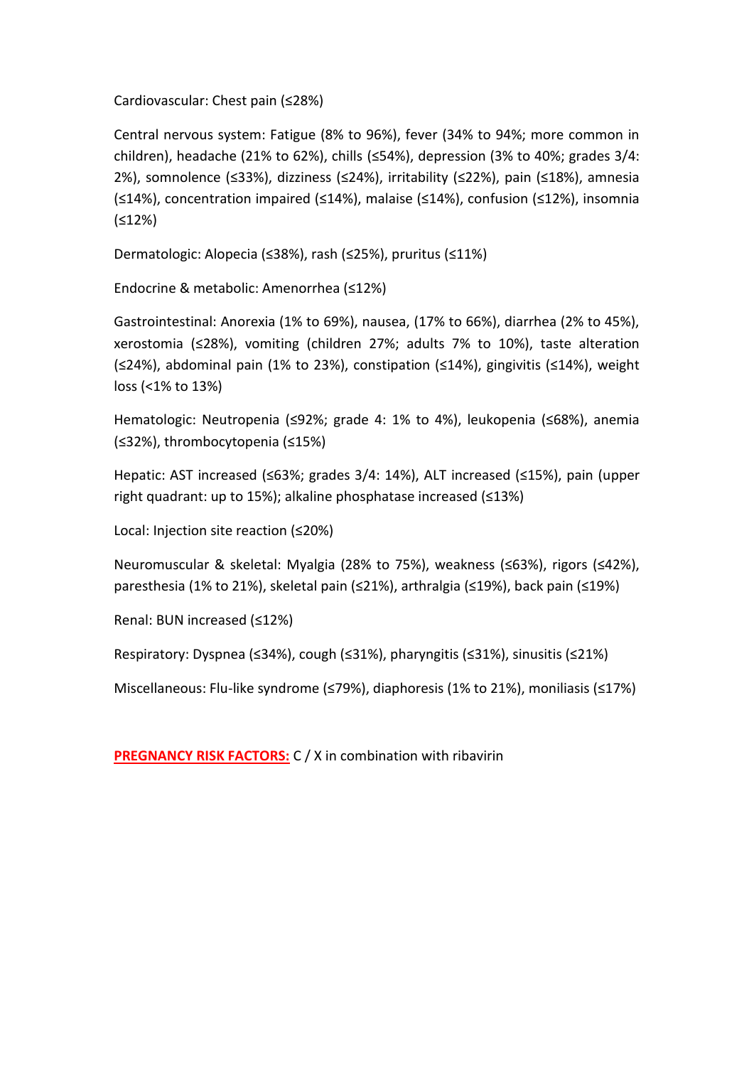Cardiovascular: Chest pain (≤28%)

Central nervous system: Fatigue (8% to 96%), fever (34% to 94%; more common in children), headache (21% to 62%), chills (≤54%), depression (3% to 40%; grades 3/4: 2%), somnolence (≤33%), dizziness (≤24%), irritability (≤22%), pain (≤18%), amnesia (≤14%), concentration impaired (≤14%), malaise (≤14%), confusion (≤12%), insomnia (≤12%)

Dermatologic: Alopecia (≤38%), rash (≤25%), pruritus (≤11%)

Endocrine & metabolic: Amenorrhea (≤12%)

Gastrointestinal: Anorexia (1% to 69%), nausea, (17% to 66%), diarrhea (2% to 45%), xerostomia (≤28%), vomiting (children 27%; adults 7% to 10%), taste alteration (≤24%), abdominal pain (1% to 23%), constipation (≤14%), gingivitis (≤14%), weight loss (<1% to 13%)

Hematologic: Neutropenia (≤92%; grade 4: 1% to 4%), leukopenia (≤68%), anemia (≤32%), thrombocytopenia (≤15%)

Hepatic: AST increased (≤63%; grades 3/4: 14%), ALT increased (≤15%), pain (upper right quadrant: up to 15%); alkaline phosphatase increased (≤13%)

Local: Injection site reaction (≤20%)

Neuromuscular & skeletal: Myalgia (28% to 75%), weakness (≤63%), rigors (≤42%), paresthesia (1% to 21%), skeletal pain (≤21%), arthralgia (≤19%), back pain (≤19%)

Renal: BUN increased (≤12%)

Respiratory: Dyspnea (≤34%), cough (≤31%), pharyngitis (≤31%), sinusitis (≤21%)

Miscellaneous: Flu-like syndrome (≤79%), diaphoresis (1% to 21%), moniliasis (≤17%)

**PREGNANCY RISK FACTORS:** C / X in combination with ribavirin